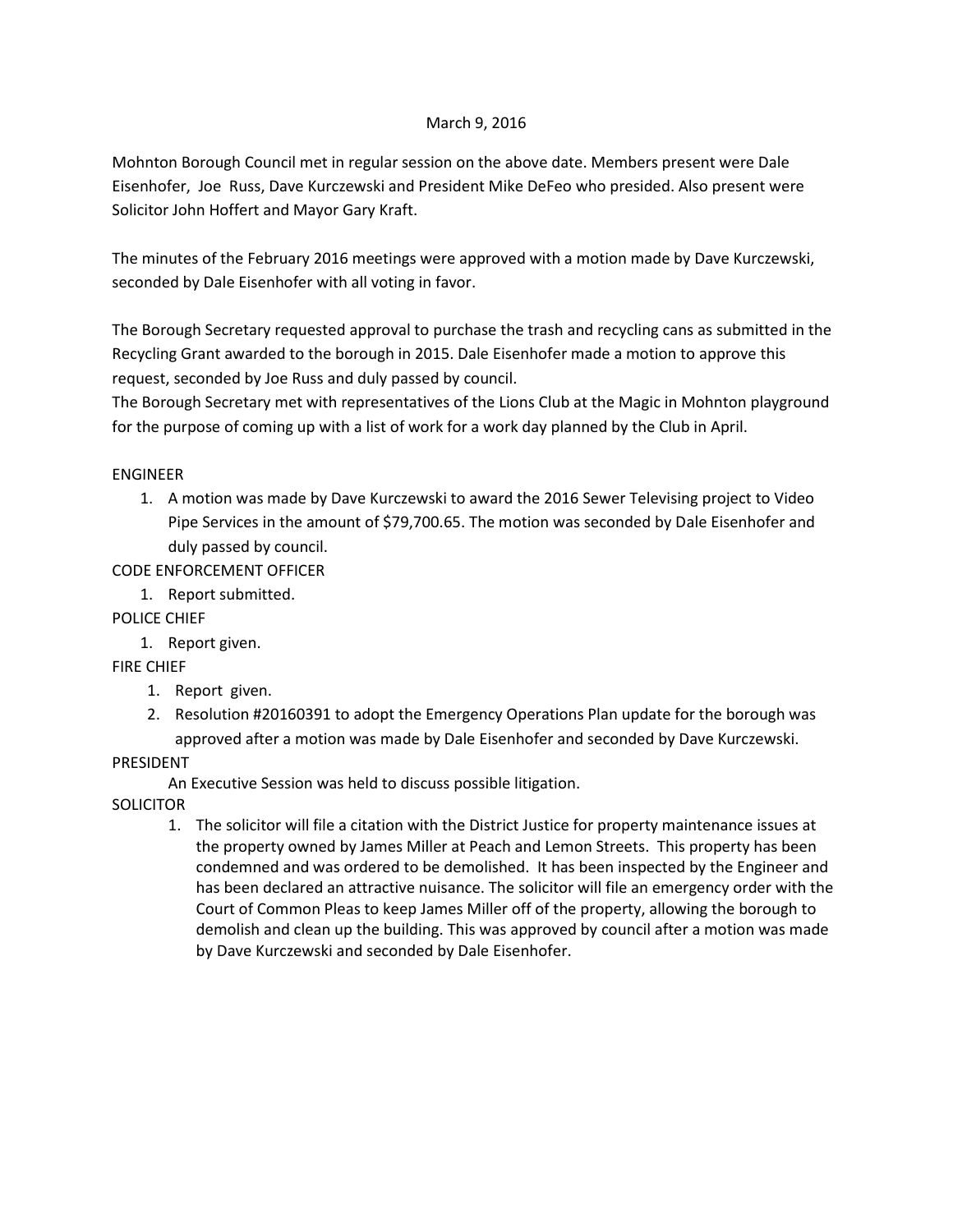March 9, 2016

Mohnton Borough Council met in regular session on the above date. Members present were Dale Eisenhofer, Joe Russ, Dave Kurczewski and President Mike DeFeo who presided. Also present were Solicitor John Hoffert and Mayor Gary Kraft.

The minutes of the February 2016 meetings were approved with a motion made by Dave Kurczewski, seconded by Dale Eisenhofer with all voting in favor.

The Borough Secretary requested approval to purchase the trash and recycling cans as submitted in the Recycling Grant awarded to the borough in 2015. Dale Eisenhofer made a motion to approve this request, seconded by Joe Russ and duly passed by council.
The Borough Secretary met with representatives of the Lions Club at the Magic in Mohnton playground for the purpose of coming up with a list of work for a work day planned by the Club in April.

ENGINEER

1. A motion was made by Dave Kurczewski to award the 2016 Sewer Televising project to Video Pipe Services in the amount of $79,700.65. The motion was seconded by Dale Eisenhofer and duly passed by council.

CODE ENFORCEMENT OFFICER

1. Report submitted.

POLICE CHIEF

1. Report given.

FIRE CHIEF

1. Report given.
2. Resolution #20160391 to adopt the Emergency Operations Plan update for the borough was approved after a motion was made by Dale Eisenhofer and seconded by Dave Kurczewski.

PRESIDENT

An Executive Session was held to discuss possible litigation.

SOLICITOR

1. The solicitor will file a citation with the District Justice for property maintenance issues at the property owned by James Miller at Peach and Lemon Streets. This property has been condemned and was ordered to be demolished. It has been inspected by the Engineer and has been declared an attractive nuisance. The solicitor will file an emergency order with the Court of Common Pleas to keep James Miller off of the property, allowing the borough to demolish and clean up the building. This was approved by council after a motion was made by Dave Kurczewski and seconded by Dale Eisenhofer.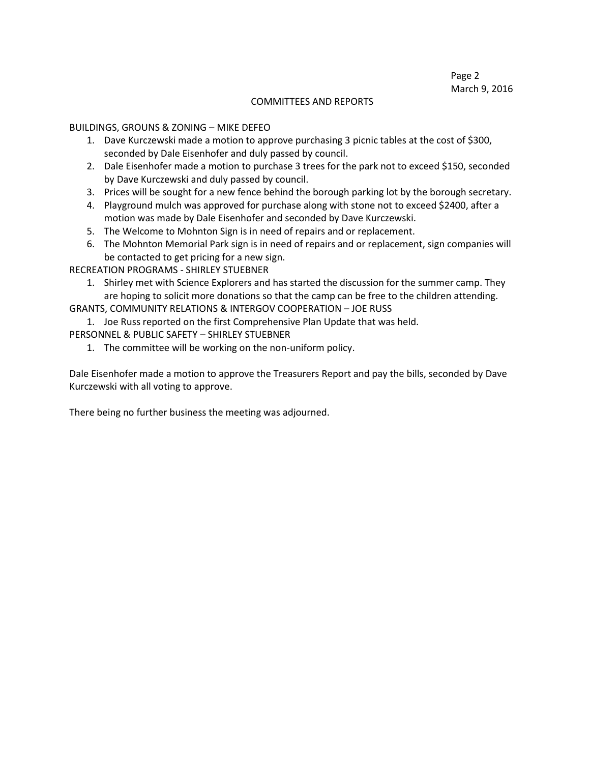## COMMITTEES AND REPORTS

BUILDINGS, GROUNS & ZONING – MIKE DEFEO

1. Dave Kurczewski made a motion to approve purchasing 3 picnic tables at the cost of $300, seconded by Dale Eisenhofer and duly passed by council.
2. Dale Eisenhofer made a motion to purchase 3 trees for the park not to exceed $150, seconded by Dave Kurczewski and duly passed by council.
3. Prices will be sought for a new fence behind the borough parking lot by the borough secretary.
4. Playground mulch was approved for purchase along with stone not to exceed $2400, after a motion was made by Dale Eisenhofer and seconded by Dave Kurczewski.
5. The Welcome to Mohnton Sign is in need of repairs and or replacement.
6. The Mohnton Memorial Park sign is in need of repairs and or replacement, sign companies will be contacted to get pricing for a new sign.

RECREATION PROGRAMS - SHIRLEY STUEBNER

1. Shirley met with Science Explorers and has started the discussion for the summer camp. They are hoping to solicit more donations so that the camp can be free to the children attending.

GRANTS, COMMUNITY RELATIONS & INTERGOV COOPERATION – JOE RUSS

1. Joe Russ reported on the first Comprehensive Plan Update that was held.

PERSONNEL & PUBLIC SAFETY – SHIRLEY STUEBNER

1. The committee will be working on the non-uniform policy.

Dale Eisenhofer made a motion to approve the Treasurers Report and pay the bills, seconded by Dave Kurczewski with all voting to approve.

There being no further business the meeting was adjourned.